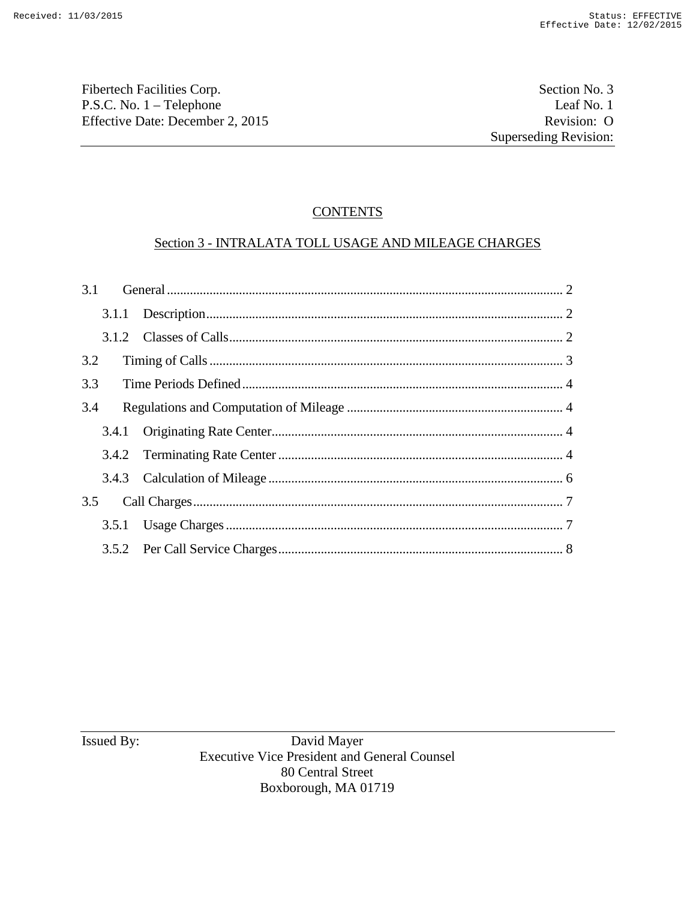Fibertech Facilities Corp.
P.S.C. No. 1 – Telephone
Effective Date: December 2, 2015

Section No. 3
Leaf No. 1
Revision: O
Superseding Revision:

## CONTENTS

## Section 3 - INTRALATA TOLL USAGE AND MILEAGE CHARGES

3.1 General ........................................ 2

- 3.1.1 Description ........................................ 2
- 3.1.2 Classes of Calls ........................................ 2

3.2 Timing of Calls ........................................ 3

3.3 Time Periods Defined ........................................ 4

3.4 Regulations and Computation of Mileage ........................................ 4

- 3.4.1 Originating Rate Center ........................................ 4
- 3.4.2 Terminating Rate Center ........................................ 4
- 3.4.3 Calculation of Mileage ........................................ 6

3.5 Call Charges ........................................ 7

- 3.5.1 Usage Charges ........................................ 7
- 3.5.2 Per Call Service Charges ........................................ 8

Issued By: David Mayer
Executive Vice President and General Counsel
80 Central Street
Boxborough, MA 01719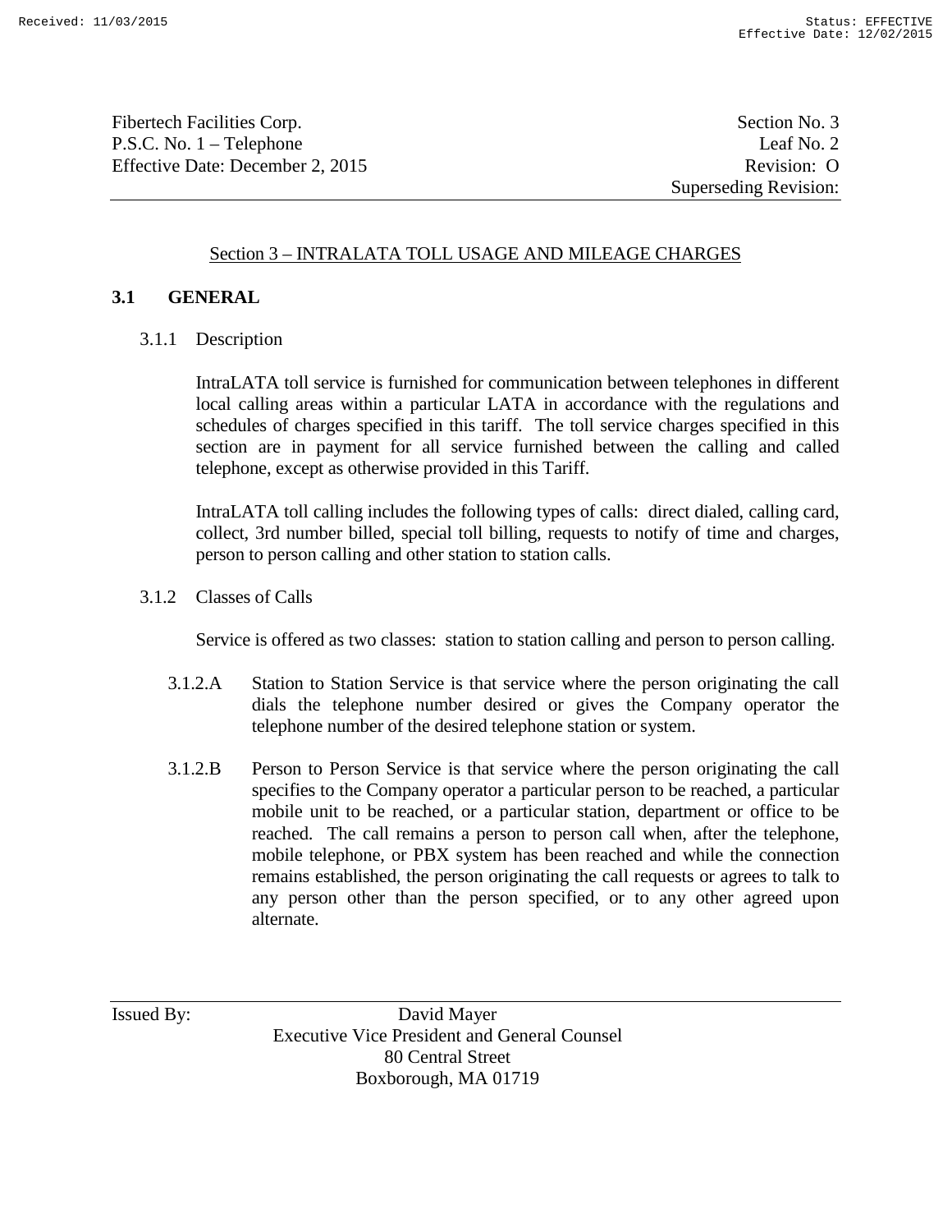## Section 3 – INTRALATA TOLL USAGE AND MILEAGE CHARGES

### 3.1 GENERAL

3.1.1 Description

IntraLATA toll service is furnished for communication between telephones in different local calling areas within a particular LATA in accordance with the regulations and schedules of charges specified in this tariff. The toll service charges specified in this section are in payment for all service furnished between the calling and called telephone, except as otherwise provided in this Tariff.

IntraLATA toll calling includes the following types of calls: direct dialed, calling card, collect, 3rd number billed, special toll billing, requests to notify of time and charges, person to person calling and other station to station calls.

3.1.2 Classes of Calls

Service is offered as two classes: station to station calling and person to person calling.

3.1.2.A Station to Station Service is that service where the person originating the call dials the telephone number desired or gives the Company operator the telephone number of the desired telephone station or system.

3.1.2.B Person to Person Service is that service where the person originating the call specifies to the Company operator a particular person to be reached, a particular mobile unit to be reached, or a particular station, department or office to be reached. The call remains a person to person call when, after the telephone, mobile telephone, or PBX system has been reached and while the connection remains established, the person originating the call requests or agrees to talk to any person other than the person specified, or to any other agreed upon alternate.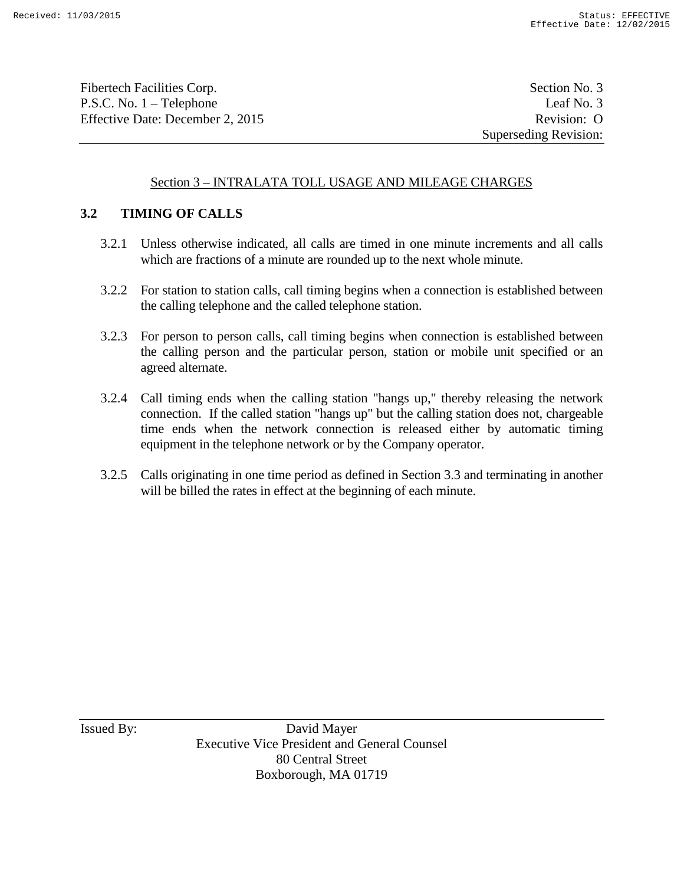## Section 3 – INTRALATA TOLL USAGE AND MILEAGE CHARGES

### 3.2 TIMING OF CALLS

3.2.1 Unless otherwise indicated, all calls are timed in one minute increments and all calls which are fractions of a minute are rounded up to the next whole minute.

3.2.2 For station to station calls, call timing begins when a connection is established between the calling telephone and the called telephone station.

3.2.3 For person to person calls, call timing begins when connection is established between the calling person and the particular person, station or mobile unit specified or an agreed alternate.

3.2.4 Call timing ends when the calling station "hangs up," thereby releasing the network connection. If the called station "hangs up" but the calling station does not, chargeable time ends when the network connection is released either by automatic timing equipment in the telephone network or by the Company operator.

3.2.5 Calls originating in one time period as defined in Section 3.3 and terminating in another will be billed the rates in effect at the beginning of each minute.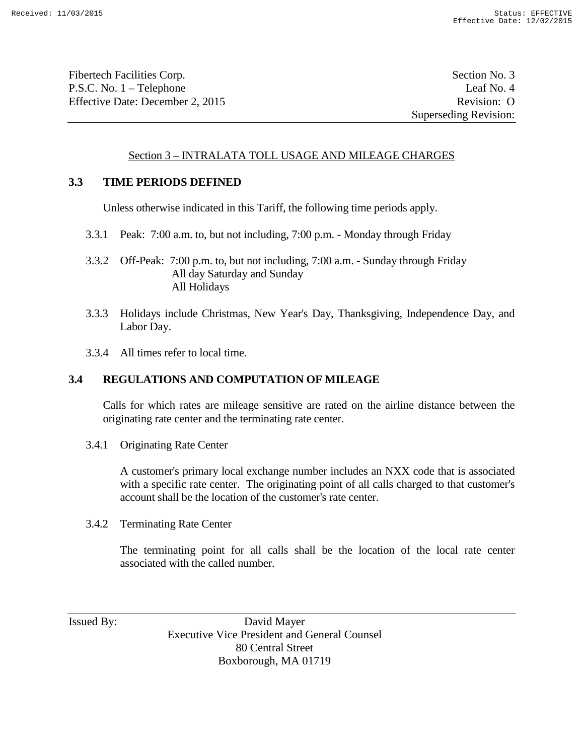## Section 3 – INTRALATA TOLL USAGE AND MILEAGE CHARGES

### 3.3 TIME PERIODS DEFINED

Unless otherwise indicated in this Tariff, the following time periods apply.

3.3.1 Peak: 7:00 a.m. to, but not including, 7:00 p.m. - Monday through Friday

3.3.2 Off-Peak: 7:00 p.m. to, but not including, 7:00 a.m. - Sunday through Friday
All day Saturday and Sunday
All Holidays

3.3.3 Holidays include Christmas, New Year's Day, Thanksgiving, Independence Day, and Labor Day.

3.3.4 All times refer to local time.

### 3.4 REGULATIONS AND COMPUTATION OF MILEAGE

Calls for which rates are mileage sensitive are rated on the airline distance between the originating rate center and the terminating rate center.

3.4.1 Originating Rate Center

A customer's primary local exchange number includes an NXX code that is associated with a specific rate center. The originating point of all calls charged to that customer's account shall be the location of the customer's rate center.

3.4.2 Terminating Rate Center

The terminating point for all calls shall be the location of the local rate center associated with the called number.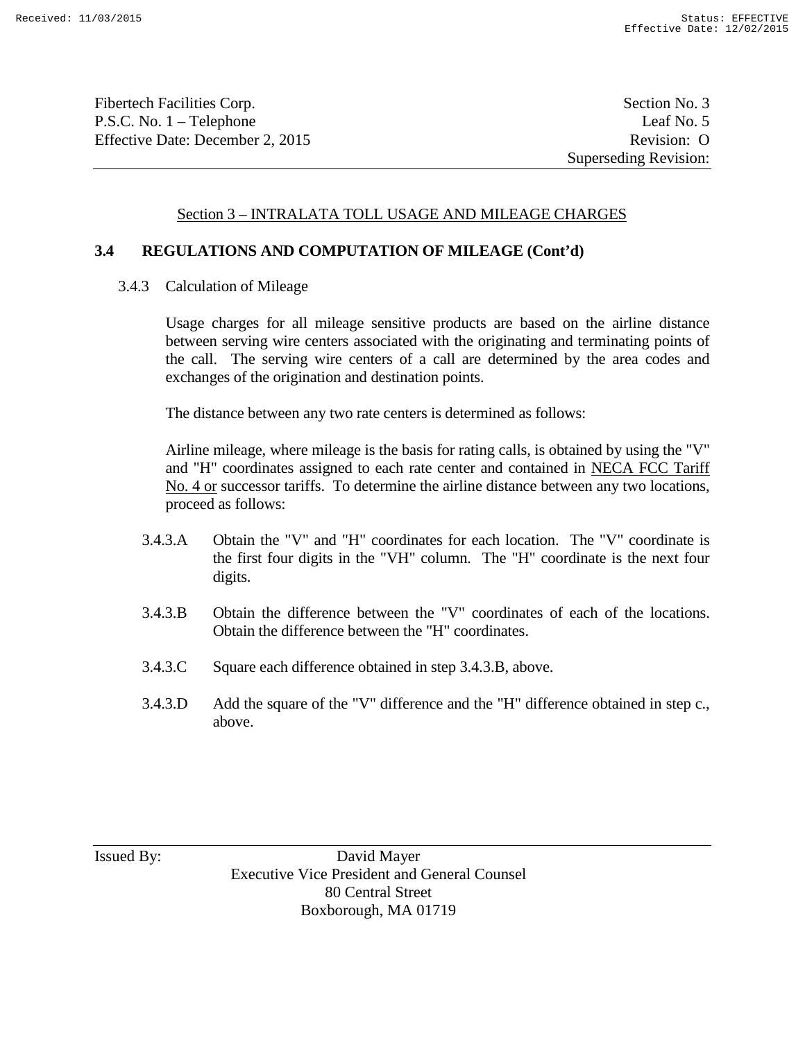## Section 3 – INTRALATA TOLL USAGE AND MILEAGE CHARGES

### 3.4 REGULATIONS AND COMPUTATION OF MILEAGE (Cont'd)

3.4.3 Calculation of Mileage

Usage charges for all mileage sensitive products are based on the airline distance between serving wire centers associated with the originating and terminating points of the call. The serving wire centers of a call are determined by the area codes and exchanges of the origination and destination points.

The distance between any two rate centers is determined as follows:

Airline mileage, where mileage is the basis for rating calls, is obtained by using the "V" and "H" coordinates assigned to each rate center and contained in NECA FCC Tariff No. 4 or successor tariffs. To determine the airline distance between any two locations, proceed as follows:

3.4.3.A Obtain the "V" and "H" coordinates for each location. The "V" coordinate is the first four digits in the "VH" column. The "H" coordinate is the next four digits.

3.4.3.B Obtain the difference between the "V" coordinates of each of the locations. Obtain the difference between the "H" coordinates.

3.4.3.C Square each difference obtained in step 3.4.3.B, above.

3.4.3.D Add the square of the "V" difference and the "H" difference obtained in step c., above.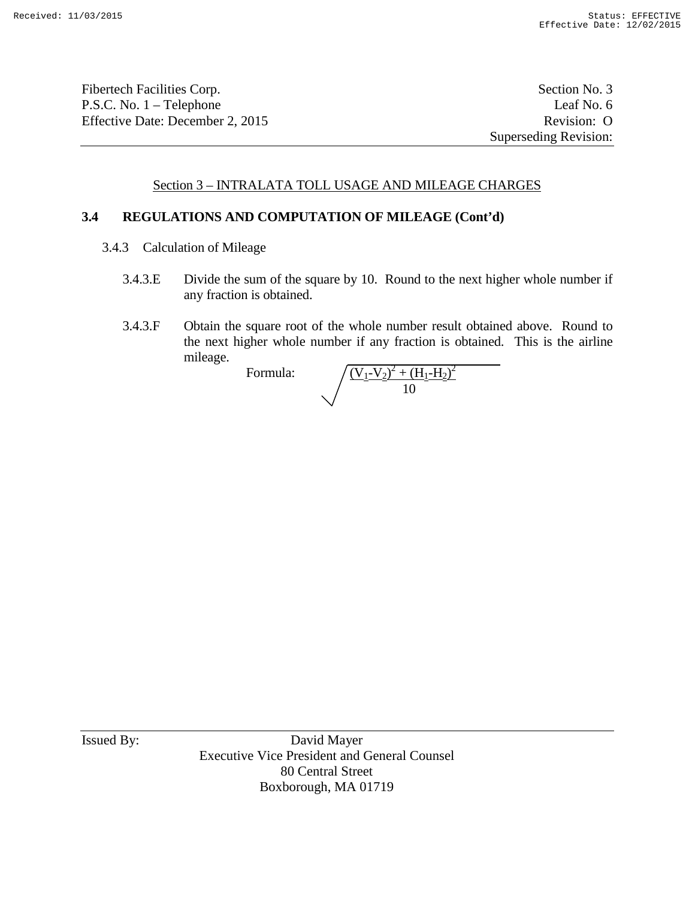Fibertech Facilities Corp. Section No. 3
P.S.C. No. 1 – Telephone Leaf No. 6
Effective Date: December 2, 2015 Revision: O
Superseding Revision:

## Section 3 – INTRALATA TOLL USAGE AND MILEAGE CHARGES

### 3.4 REGULATIONS AND COMPUTATION OF MILEAGE (Cont'd)

3.4.3 Calculation of Mileage

3.4.3.E Divide the sum of the square by 10. Round to the next higher whole number if any fraction is obtained.

3.4.3.F Obtain the square root of the whole number result obtained above. Round to the next higher whole number if any fraction is obtained. This is the airline mileage.

Formula:

$$\sqrt{\frac{(V_1-V_2)^2 + (H_1-H_2)^2}{10}}$$

Issued By: David Mayer
Executive Vice President and General Counsel
80 Central Street
Boxborough, MA 01719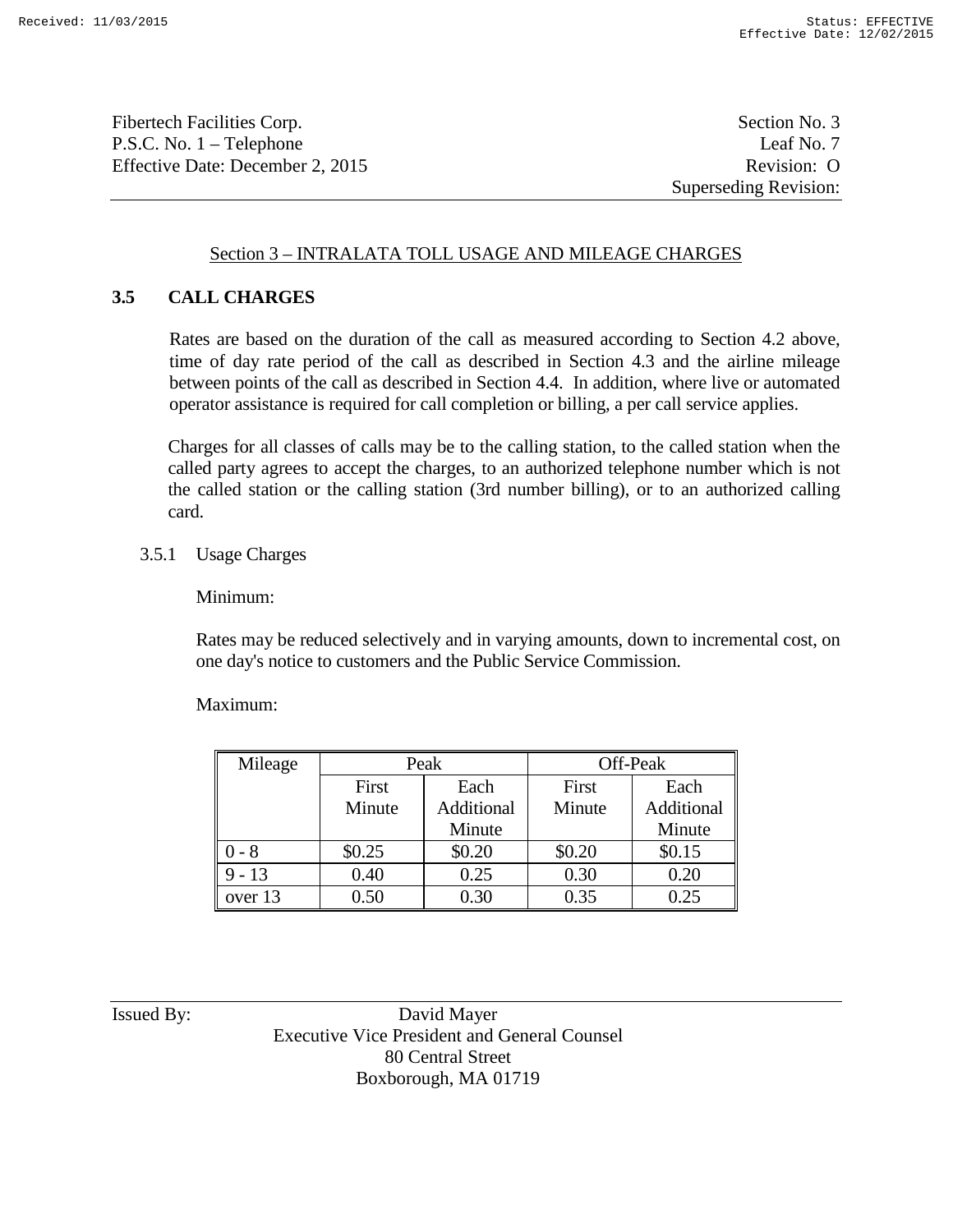Fibertech Facilities Corp. Section No. 3
P.S.C. No. 1 – Telephone Leaf No. 7
Effective Date: December 2, 2015 Revision: O
Superseding Revision:

## Section 3 – INTRALATA TOLL USAGE AND MILEAGE CHARGES

### 3.5 CALL CHARGES

Rates are based on the duration of the call as measured according to Section 4.2 above, time of day rate period of the call as described in Section 4.3 and the airline mileage between points of the call as described in Section 4.4. In addition, where live or automated operator assistance is required for call completion or billing, a per call service applies.

Charges for all classes of calls may be to the calling station, to the called station when the called party agrees to accept the charges, to an authorized telephone number which is not the called station or the calling station (3rd number billing), or to an authorized calling card.

3.5.1 Usage Charges

Minimum:

Rates may be reduced selectively and in varying amounts, down to incremental cost, on one day's notice to customers and the Public Service Commission.

Maximum:

| Mileage | Peak | | Off-Peak | |
|---|---|---|---|---|
| | First Minute | Each Additional Minute | First Minute | Each Additional Minute |
| 0 - 8 | $0.25 | $0.20 | $0.20 | $0.15 |
| 9 - 13 | 0.40 | 0.25 | 0.30 | 0.20 |
| over 13 | 0.50 | 0.30 | 0.35 | 0.25 |

Issued By: David Mayer
Executive Vice President and General Counsel
80 Central Street
Boxborough, MA 01719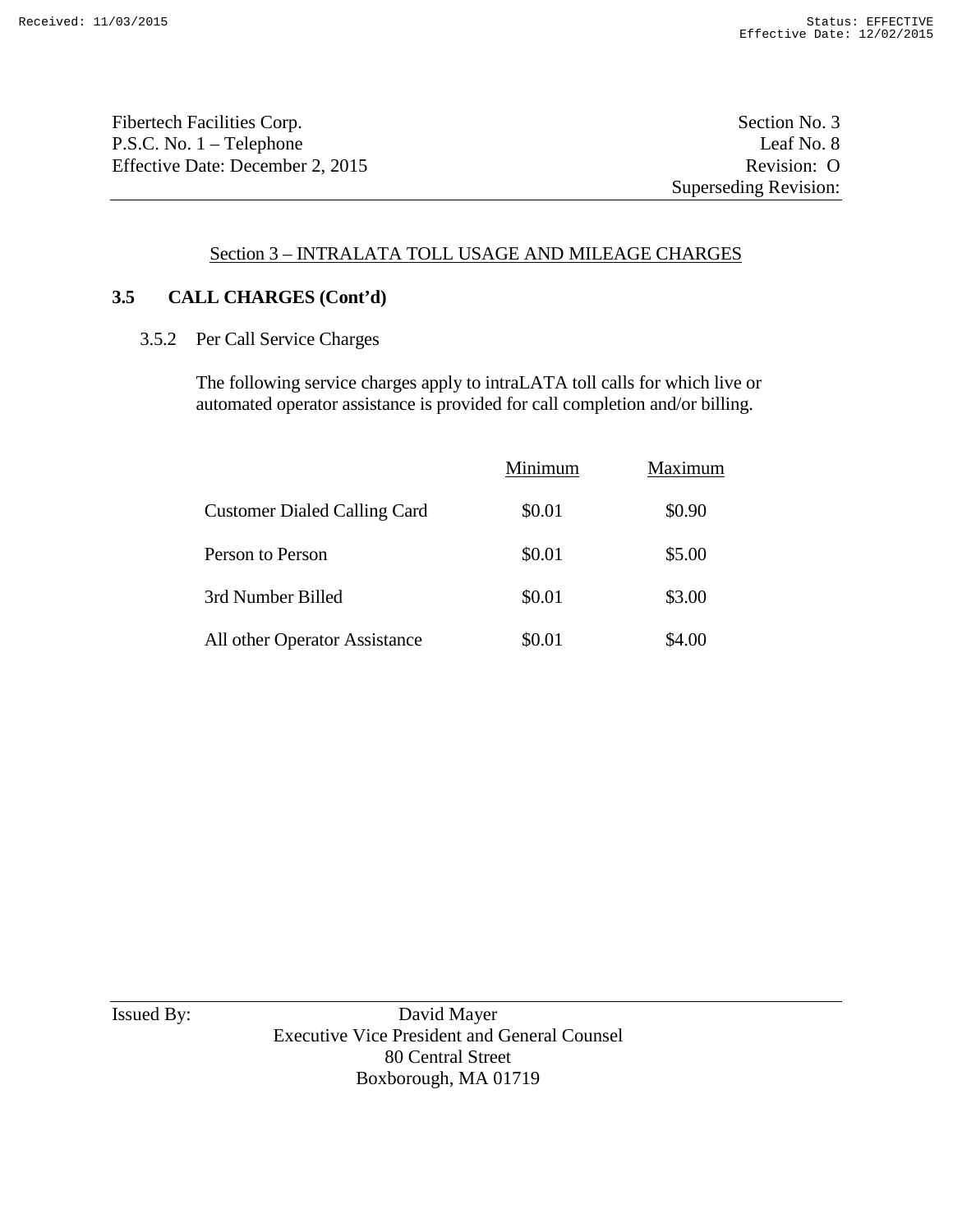Fibertech Facilities Corp.
P.S.C. No. 1 – Telephone
Effective Date: December 2, 2015

Section No. 3
Leaf No. 8
Revision: O
Superseding Revision:

## Section 3 – INTRALATA TOLL USAGE AND MILEAGE CHARGES

### 3.5 CALL CHARGES (Cont'd)

3.5.2 Per Call Service Charges

The following service charges apply to intraLATA toll calls for which live or automated operator assistance is provided for call completion and/or billing.

| | Minimum | Maximum |
|---|---|---|
| Customer Dialed Calling Card | $0.01 | $0.90 |
| Person to Person | $0.01 | $5.00 |
| 3rd Number Billed | $0.01 | $3.00 |
| All other Operator Assistance | $0.01 | $4.00 |

Issued By: David Mayer
Executive Vice President and General Counsel
80 Central Street
Boxborough, MA 01719